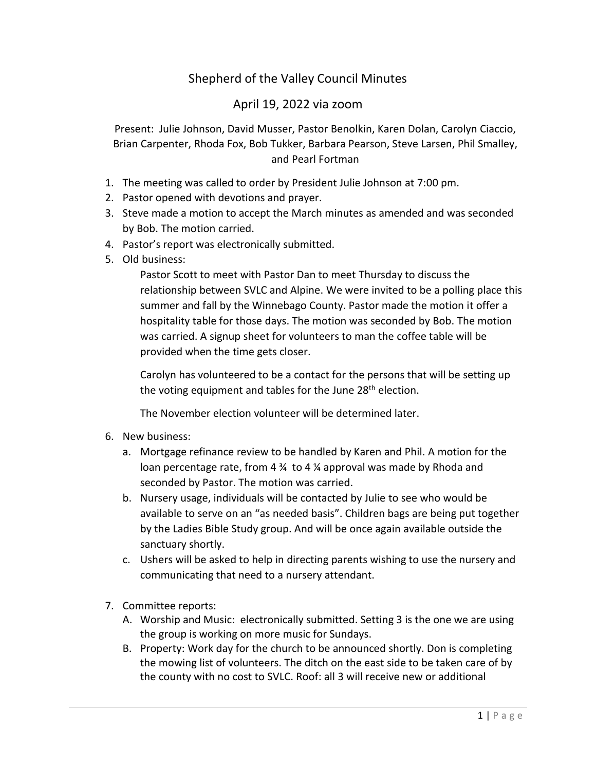# Shepherd of the Valley Council Minutes

## April 19, 2022 via zoom

Present: Julie Johnson, David Musser, Pastor Benolkin, Karen Dolan, Carolyn Ciaccio, Brian Carpenter, Rhoda Fox, Bob Tukker, Barbara Pearson, Steve Larsen, Phil Smalley, and Pearl Fortman

1. The meeting was called to order by President Julie Johnson at 7:00 pm.
2. Pastor opened with devotions and prayer.
3. Steve made a motion to accept the March minutes as amended and was seconded by Bob. The motion carried.
4. Pastor's report was electronically submitted.
5. Old business:

   Pastor Scott to meet with Pastor Dan to meet Thursday to discuss the relationship between SVLC and Alpine. We were invited to be a polling place this summer and fall by the Winnebago County. Pastor made the motion it offer a hospitality table for those days. The motion was seconded by Bob. The motion was carried. A signup sheet for volunteers to man the coffee table will be provided when the time gets closer.

   Carolyn has volunteered to be a contact for the persons that will be setting up the voting equipment and tables for the June 28th election.

   The November election volunteer will be determined later.

6. New business:
   a. Mortgage refinance review to be handled by Karen and Phil. A motion for the loan percentage rate, from 4 ¾ to 4 ¼ approval was made by Rhoda and seconded by Pastor. The motion was carried.
   b. Nursery usage, individuals will be contacted by Julie to see who would be available to serve on an "as needed basis". Children bags are being put together by the Ladies Bible Study group. And will be once again available outside the sanctuary shortly.
   c. Ushers will be asked to help in directing parents wishing to use the nursery and communicating that need to a nursery attendant.

7. Committee reports:
   A. Worship and Music: electronically submitted. Setting 3 is the one we are using the group is working on more music for Sundays.
   B. Property: Work day for the church to be announced shortly. Don is completing the mowing list of volunteers. The ditch on the east side to be taken care of by the county with no cost to SVLC. Roof: all 3 will receive new or additional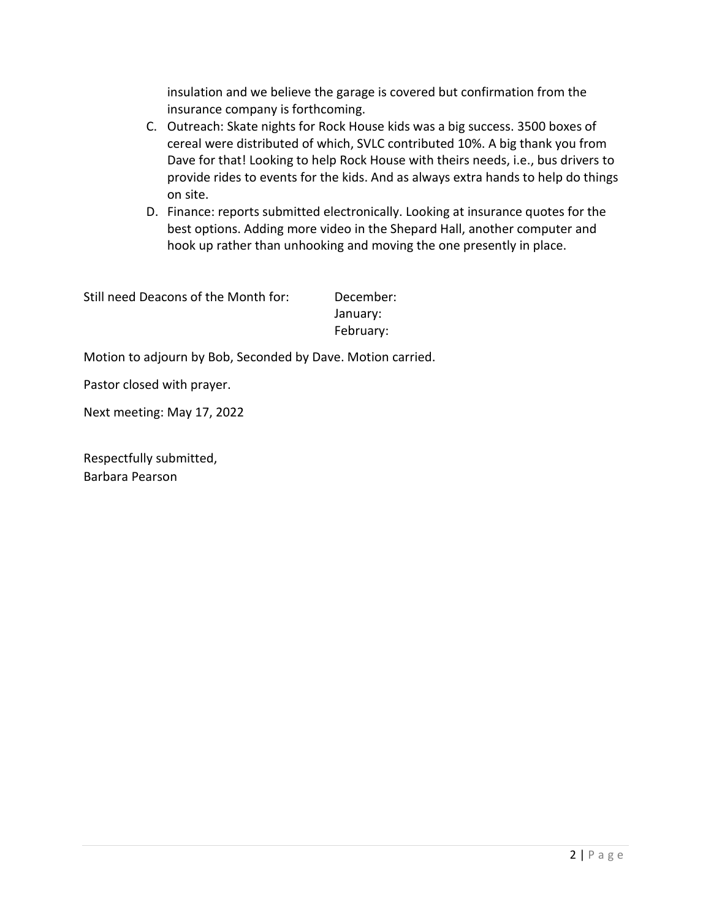insulation and we believe the garage is covered but confirmation from the insurance company is forthcoming.

C. Outreach: Skate nights for Rock House kids was a big success. 3500 boxes of cereal were distributed of which, SVLC contributed 10%. A big thank you from Dave for that! Looking to help Rock House with theirs needs, i.e., bus drivers to provide rides to events for the kids. And as always extra hands to help do things on site.
D. Finance: reports submitted electronically. Looking at insurance quotes for the best options. Adding more video in the Shepard Hall, another computer and hook up rather than unhooking and moving the one presently in place.

| | |
|---|---|
| Still need Deacons of the Month for: | December: |
| | January: |
| | February: |

Motion to adjourn by Bob, Seconded by Dave. Motion carried.

Pastor closed with prayer.

Next meeting: May 17, 2022

Respectfully submitted,
Barbara Pearson